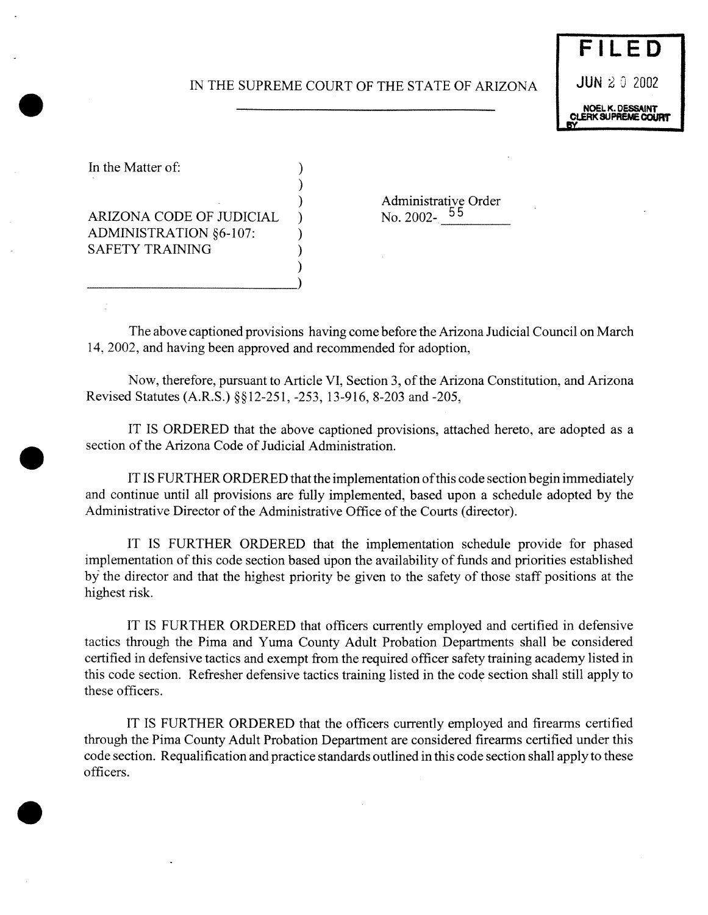IN THE SUPREME COURT OF THE STATE OF ARIZONA

**FILED**
JUN 20 2002
NOEL K. DESSAINT
CLERK SUPREME COURT
BY

In the Matter of:

ARIZONA CODE OF JUDICIAL ADMINISTRATION §6-107: SAFETY TRAINING

Administrative Order No. 2002- 55

The above captioned provisions having come before the Arizona Judicial Council on March 14, 2002, and having been approved and recommended for adoption,

Now, therefore, pursuant to Article VI, Section 3, of the Arizona Constitution, and Arizona Revised Statutes (A.R.S.) §§12-251, -253, 13-916, 8-203 and -205,

IT IS ORDERED that the above captioned provisions, attached hereto, are adopted as a section of the Arizona Code of Judicial Administration.

IT IS FURTHER ORDERED that the implementation of this code section begin immediately and continue until all provisions are fully implemented, based upon a schedule adopted by the Administrative Director of the Administrative Office of the Courts (director).

IT IS FURTHER ORDERED that the implementation schedule provide for phased implementation of this code section based upon the availability of funds and priorities established by the director and that the highest priority be given to the safety of those staff positions at the highest risk.

IT IS FURTHER ORDERED that officers currently employed and certified in defensive tactics through the Pima and Yuma County Adult Probation Departments shall be considered certified in defensive tactics and exempt from the required officer safety training academy listed in this code section. Refresher defensive tactics training listed in the code section shall still apply to these officers.

IT IS FURTHER ORDERED that the officers currently employed and firearms certified through the Pima County Adult Probation Department are considered firearms certified under this code section. Requalification and practice standards outlined in this code section shall apply to these officers.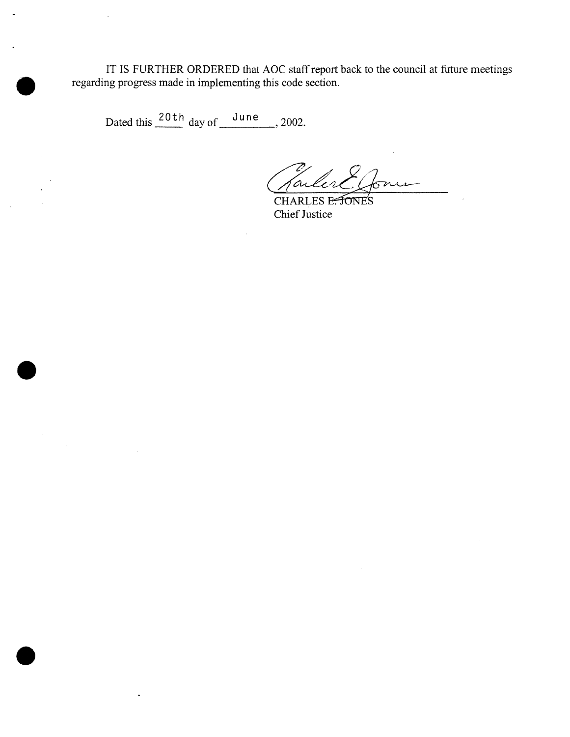IT IS FURTHER ORDERED that AOC staff report back to the council at future meetings regarding progress made in implementing this code section.

Dated this 20th day of June, 2002.

CHARLES E. JONES
Chief Justice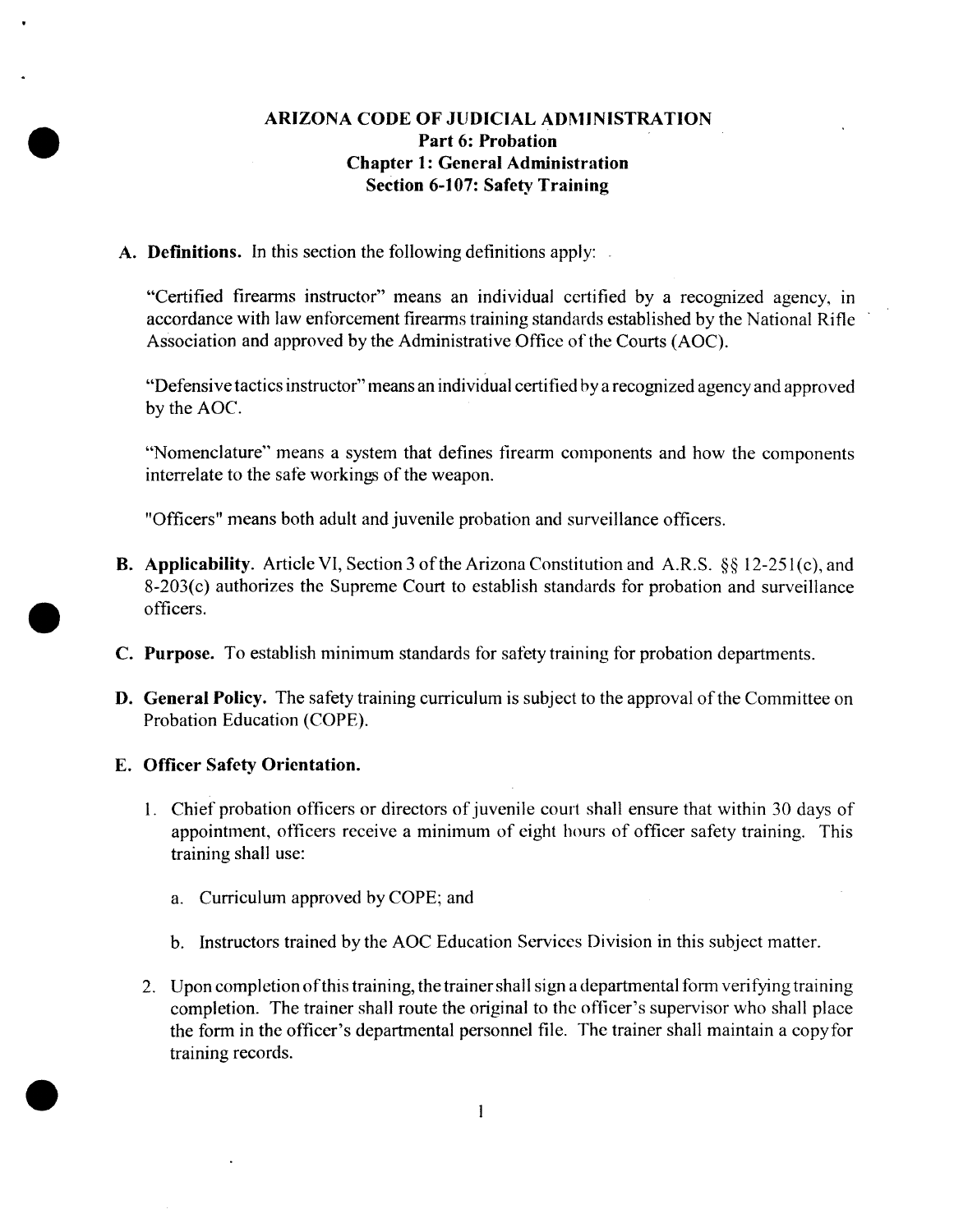# ARIZONA CODE OF JUDICIAL ADMINISTRATION
## Part 6: Probation
## Chapter 1: General Administration
## Section 6-107: Safety Training

**A. Definitions.** In this section the following definitions apply:

"Certified firearms instructor" means an individual certified by a recognized agency, in accordance with law enforcement firearms training standards established by the National Rifle Association and approved by the Administrative Office of the Courts (AOC).

"Defensive tactics instructor" means an individual certified by a recognized agency and approved by the AOC.

"Nomenclature" means a system that defines firearm components and how the components interrelate to the safe workings of the weapon.

"Officers" means both adult and juvenile probation and surveillance officers.

**B. Applicability**. Article VI, Section 3 of the Arizona Constitution and A.R.S. §§ 12-251(c), and 8-203(c) authorizes the Supreme Court to establish standards for probation and surveillance officers.

**C. Purpose.** To establish minimum standards for safety training for probation departments.

**D. General Policy.** The safety training curriculum is subject to the approval of the Committee on Probation Education (COPE).

**E. Officer Safety Orientation.**

1. Chief probation officers or directors of juvenile court shall ensure that within 30 days of appointment, officers receive a minimum of eight hours of officer safety training. This training shall use:

    a. Curriculum approved by COPE; and

    b. Instructors trained by the AOC Education Services Division in this subject matter.

2. Upon completion of this training, the trainer shall sign a departmental form verifying training completion. The trainer shall route the original to the officer's supervisor who shall place the form in the officer's departmental personnel file. The trainer shall maintain a copy for training records.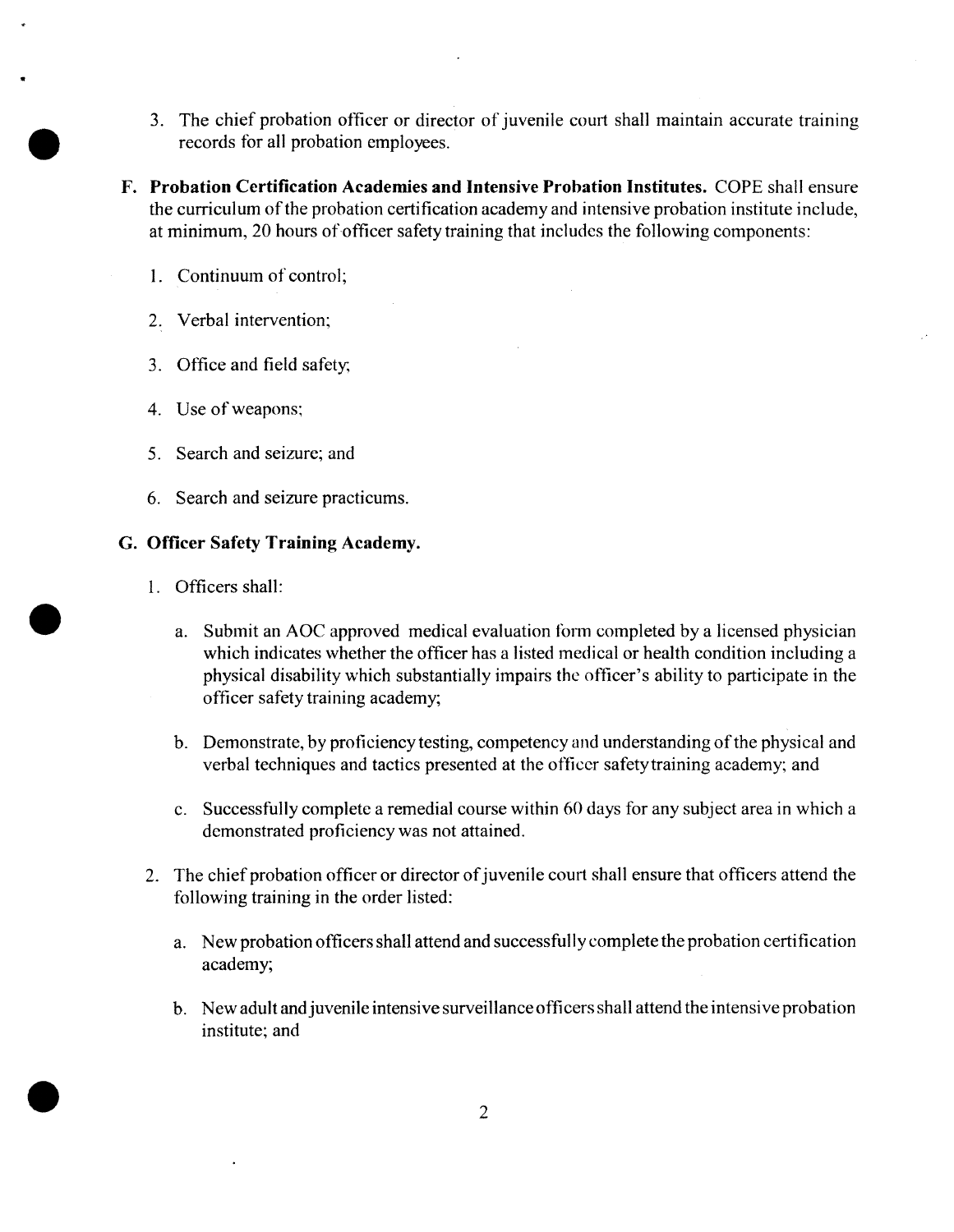3. The chief probation officer or director of juvenile court shall maintain accurate training records for all probation employees.

**F. Probation Certification Academies and Intensive Probation Institutes.** COPE shall ensure the curriculum of the probation certification academy and intensive probation institute include, at minimum, 20 hours of officer safety training that includes the following components:

1. Continuum of control;
2. Verbal intervention;
3. Office and field safety;
4. Use of weapons;
5. Search and seizure; and
6. Search and seizure practicums.

**G. Officer Safety Training Academy.**

1. Officers shall:

   a. Submit an AOC approved medical evaluation form completed by a licensed physician which indicates whether the officer has a listed medical or health condition including a physical disability which substantially impairs the officer's ability to participate in the officer safety training academy;

   b. Demonstrate, by proficiency testing, competency and understanding of the physical and verbal techniques and tactics presented at the officer safety training academy; and

   c. Successfully complete a remedial course within 60 days for any subject area in which a demonstrated proficiency was not attained.

2. The chief probation officer or director of juvenile court shall ensure that officers attend the following training in the order listed:

   a. New probation officers shall attend and successfully complete the probation certification academy;

   b. New adult and juvenile intensive surveillance officers shall attend the intensive probation institute; and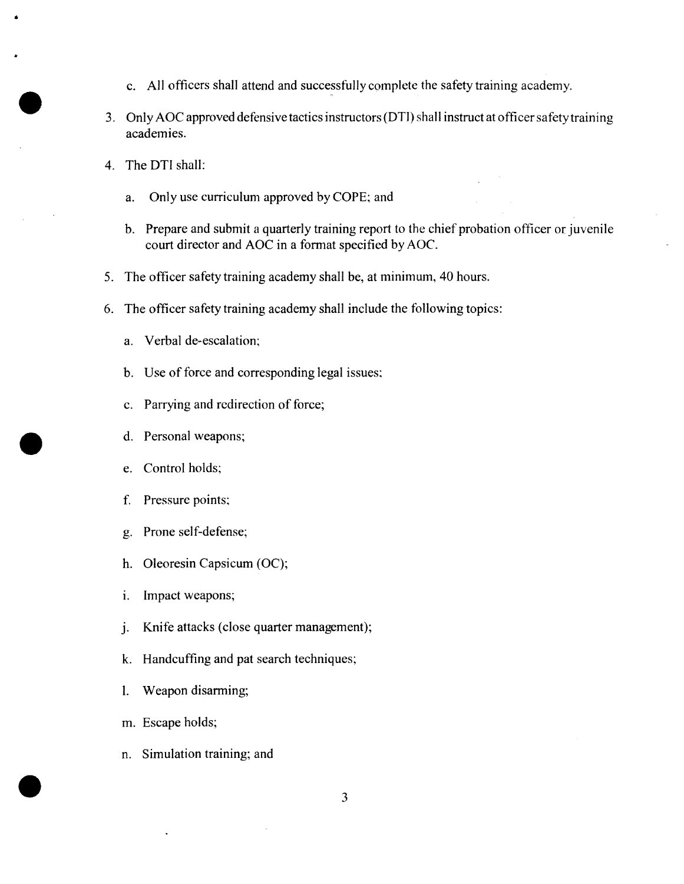c. All officers shall attend and successfully complete the safety training academy.

3. Only AOC approved defensive tactics instructors (DTI) shall instruct at officer safety training academies.

4. The DTI shall:

   a. Only use curriculum approved by COPE; and

   b. Prepare and submit a quarterly training report to the chief probation officer or juvenile court director and AOC in a format specified by AOC.

5. The officer safety training academy shall be, at minimum, 40 hours.

6. The officer safety training academy shall include the following topics:

   a. Verbal de-escalation;

   b. Use of force and corresponding legal issues;

   c. Parrying and redirection of force;

   d. Personal weapons;

   e. Control holds;

   f. Pressure points;

   g. Prone self-defense;

   h. Oleoresin Capsicum (OC);

   i. Impact weapons;

   j. Knife attacks (close quarter management);

   k. Handcuffing and pat search techniques;

   l. Weapon disarming;

   m. Escape holds;

   n. Simulation training; and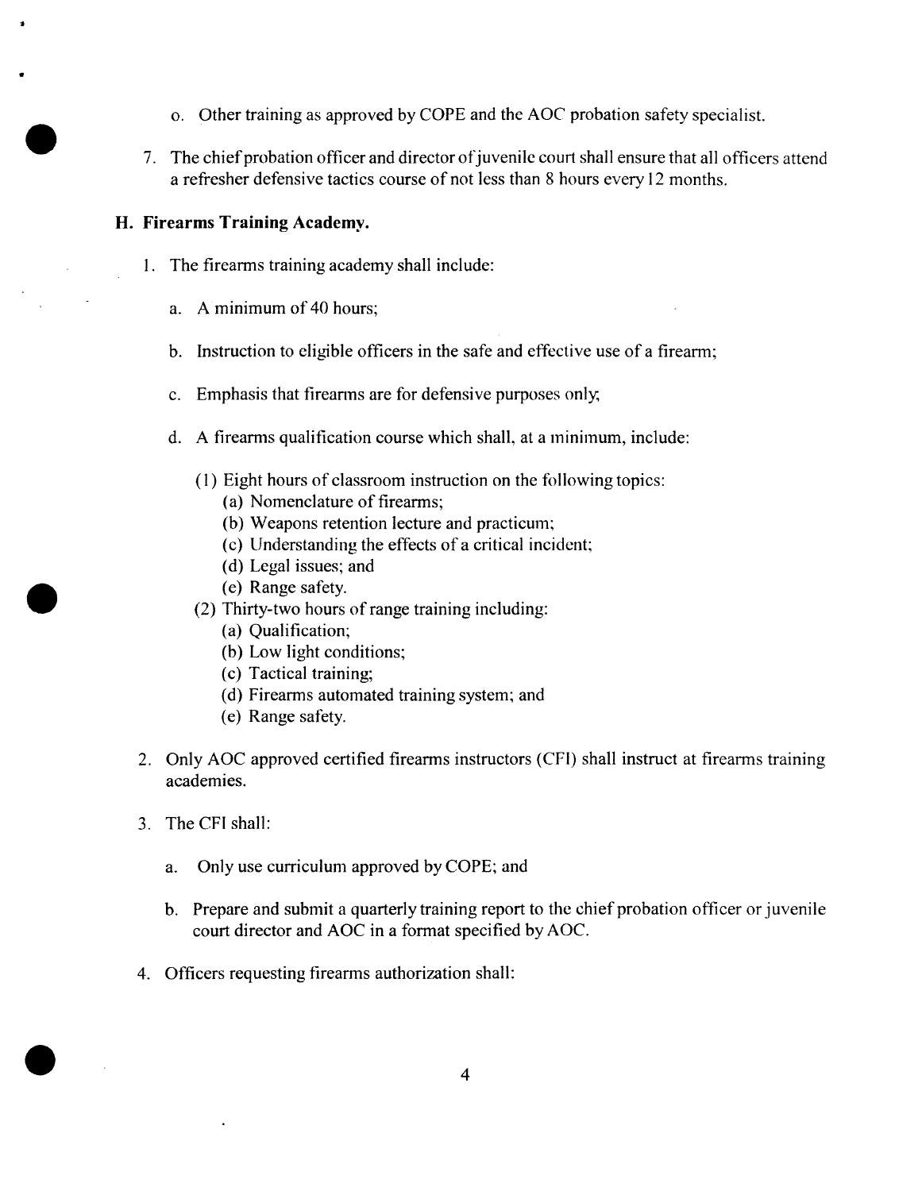o. Other training as approved by COPE and the AOC probation safety specialist.

7. The chief probation officer and director of juvenile court shall ensure that all officers attend a refresher defensive tactics course of not less than 8 hours every 12 months.

### H. Firearms Training Academy.

1. The firearms training academy shall include:

   a. A minimum of 40 hours;

   b. Instruction to eligible officers in the safe and effective use of a firearm;

   c. Emphasis that firearms are for defensive purposes only;

   d. A firearms qualification course which shall, at a minimum, include:

      (1) Eight hours of classroom instruction on the following topics:
         (a) Nomenclature of firearms;
         (b) Weapons retention lecture and practicum;
         (c) Understanding the effects of a critical incident;
         (d) Legal issues; and
         (e) Range safety.

      (2) Thirty-two hours of range training including:
         (a) Qualification;
         (b) Low light conditions;
         (c) Tactical training;
         (d) Firearms automated training system; and
         (e) Range safety.

2. Only AOC approved certified firearms instructors (CFI) shall instruct at firearms training academies.

3. The CFI shall:

   a. Only use curriculum approved by COPE; and

   b. Prepare and submit a quarterly training report to the chief probation officer or juvenile court director and AOC in a format specified by AOC.

4. Officers requesting firearms authorization shall: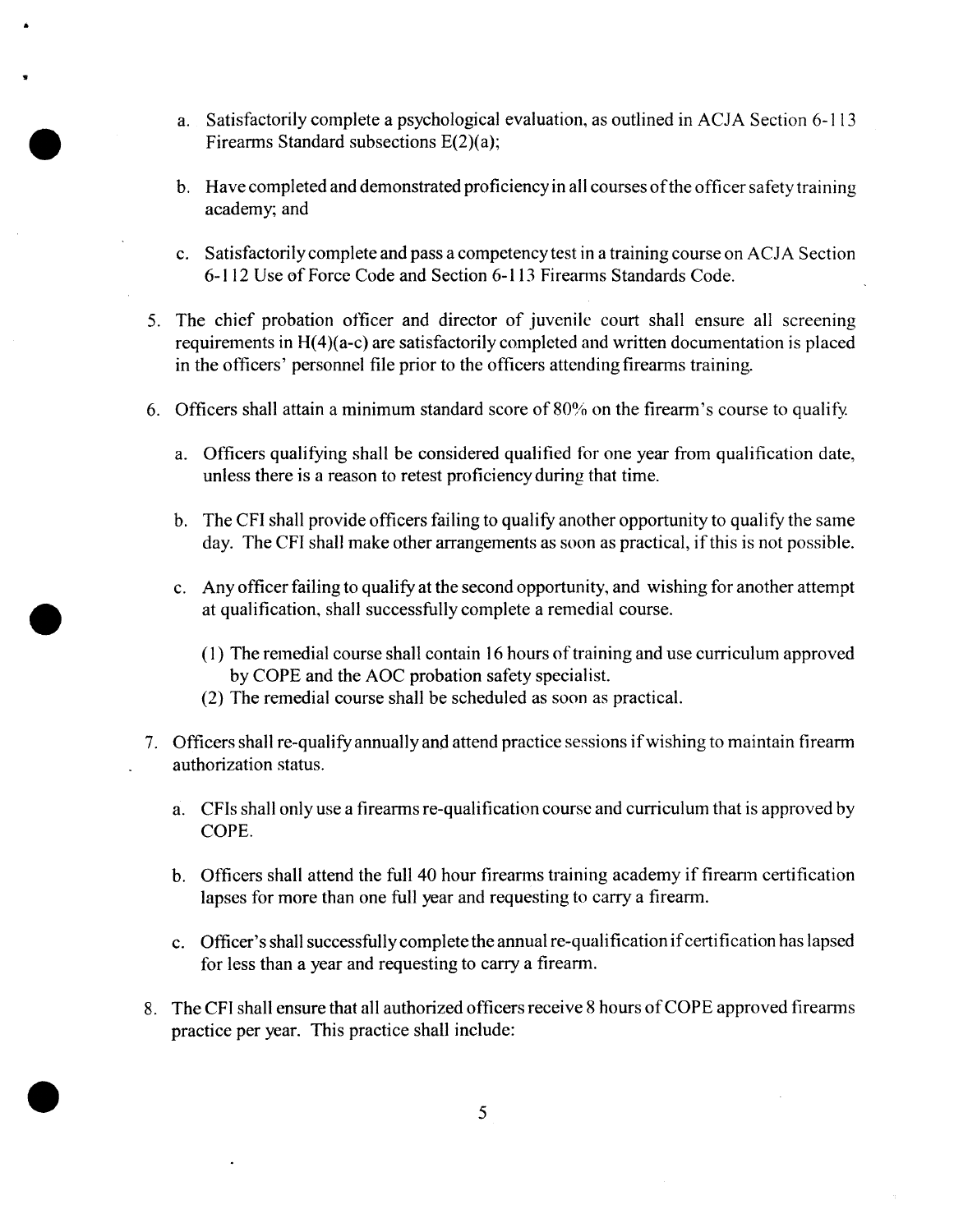a. Satisfactorily complete a psychological evaluation, as outlined in ACJA Section 6-113 Firearms Standard subsections E(2)(a);

b. Have completed and demonstrated proficiency in all courses of the officer safety training academy; and

c. Satisfactorily complete and pass a competency test in a training course on ACJA Section 6-112 Use of Force Code and Section 6-113 Firearms Standards Code.

5. The chief probation officer and director of juvenile court shall ensure all screening requirements in H(4)(a-c) are satisfactorily completed and written documentation is placed in the officers' personnel file prior to the officers attending firearms training.

6. Officers shall attain a minimum standard score of 80% on the firearm's course to qualify.

   a. Officers qualifying shall be considered qualified for one year from qualification date, unless there is a reason to retest proficiency during that time.

   b. The CFI shall provide officers failing to qualify another opportunity to qualify the same day. The CFI shall make other arrangements as soon as practical, if this is not possible.

   c. Any officer failing to qualify at the second opportunity, and wishing for another attempt at qualification, shall successfully complete a remedial course.

      (1) The remedial course shall contain 16 hours of training and use curriculum approved by COPE and the AOC probation safety specialist.
      (2) The remedial course shall be scheduled as soon as practical.

7. Officers shall re-qualify annually and attend practice sessions if wishing to maintain firearm authorization status.

   a. CFIs shall only use a firearms re-qualification course and curriculum that is approved by COPE.

   b. Officers shall attend the full 40 hour firearms training academy if firearm certification lapses for more than one full year and requesting to carry a firearm.

   c. Officer's shall successfully complete the annual re-qualification if certification has lapsed for less than a year and requesting to carry a firearm.

8. The CFI shall ensure that all authorized officers receive 8 hours of COPE approved firearms practice per year. This practice shall include: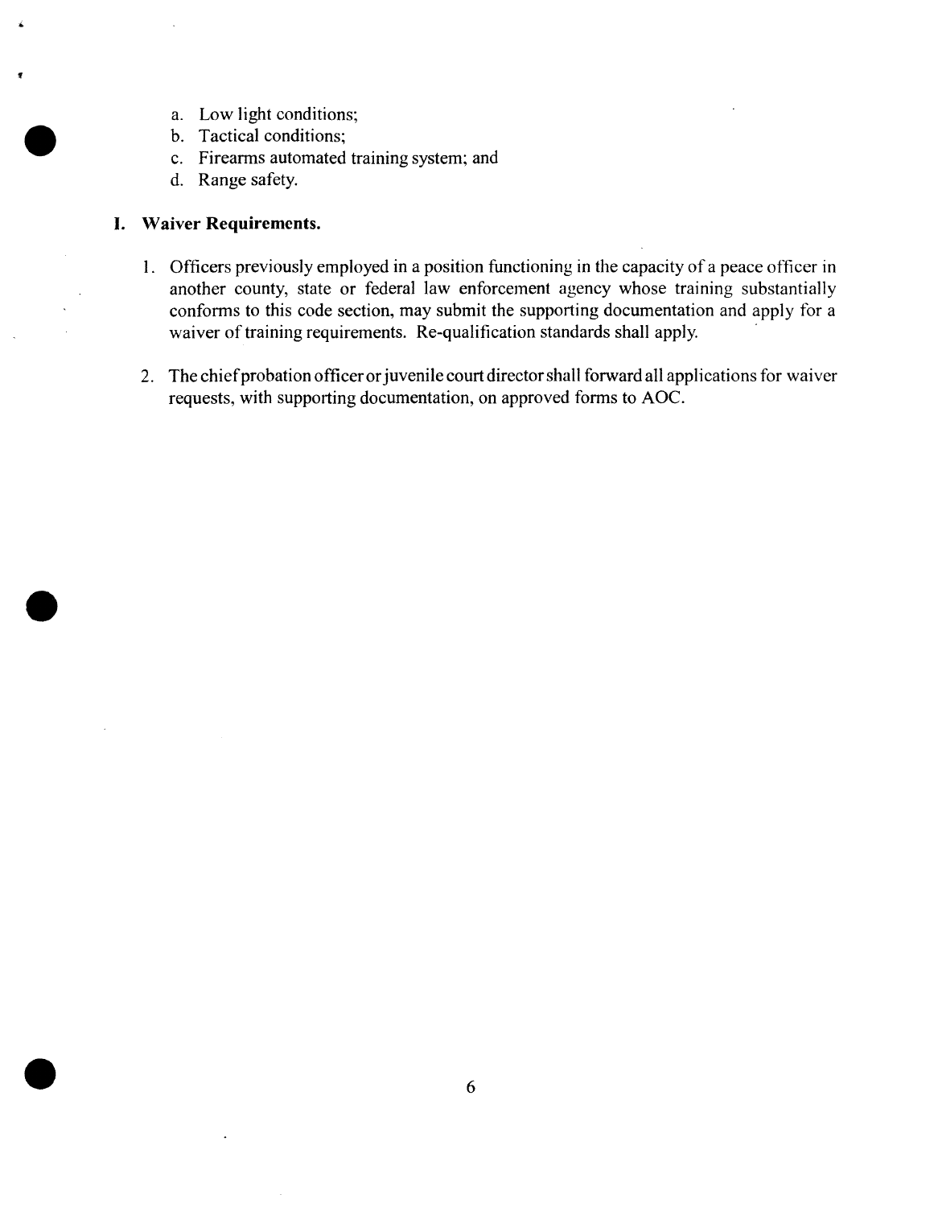a. Low light conditions;
b. Tactical conditions;
c. Firearms automated training system; and
d. Range safety.

**I. Waiver Requirements.**

1. Officers previously employed in a position functioning in the capacity of a peace officer in another county, state or federal law enforcement agency whose training substantially conforms to this code section, may submit the supporting documentation and apply for a waiver of training requirements. Re-qualification standards shall apply.

2. The chief probation officer or juvenile court director shall forward all applications for waiver requests, with supporting documentation, on approved forms to AOC.